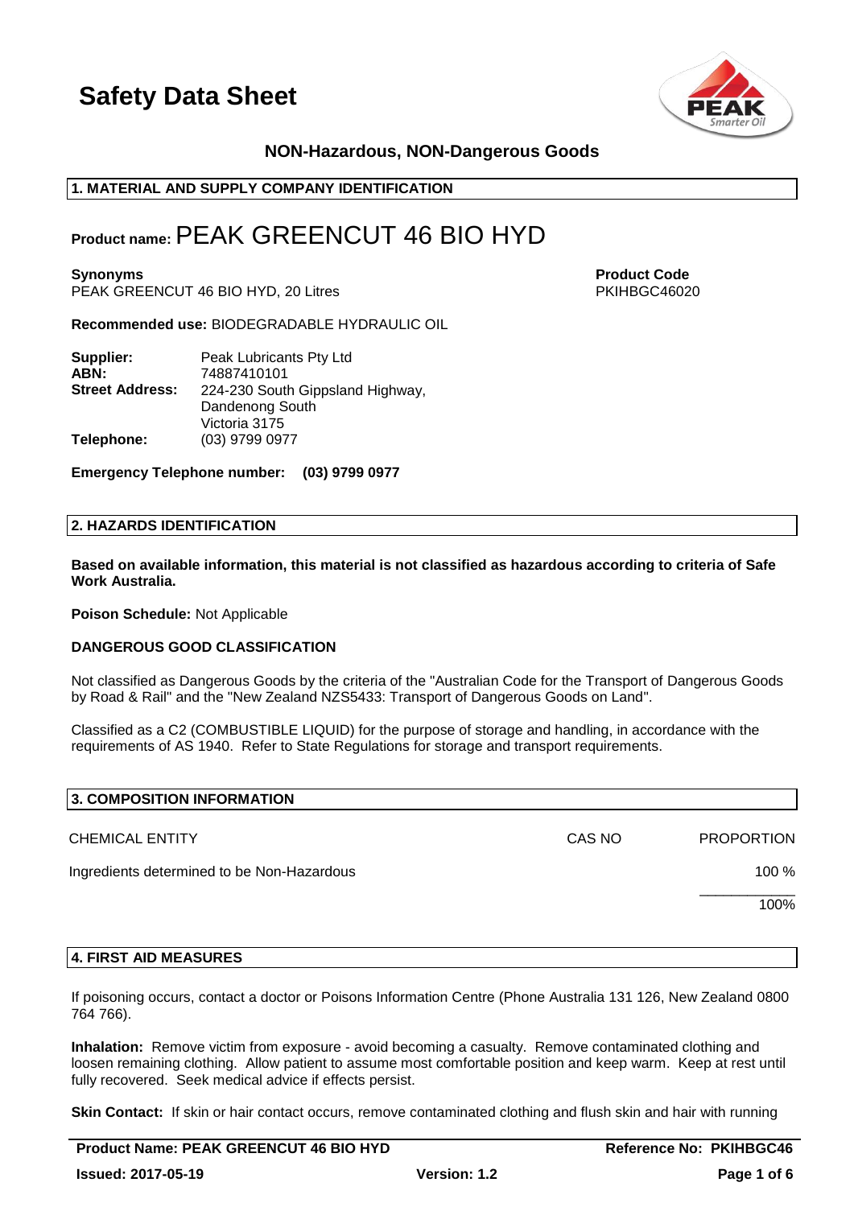# Safety Data Sheet

**NON-Hazardous, NON-Dangerous Goods**

## 1. MATERIAL AND SUPPLY COMPANY IDENTIFICATION

**Product name:** PEAK GREENCUT 46 BIO HYD

**Synonyms**
PEAK GREENCUT 46 BIO HYD, 20 Litres

**Product Code**
PKIHBGC46020

**Recommended use:** BIODEGRADABLE HYDRAULIC OIL

**Supplier:** Peak Lubricants Pty Ltd
**ABN:** 74887410101
**Street Address:** 224-230 South Gippsland Highway, Dandenong South Victoria 3175
**Telephone:** (03) 9799 0977

**Emergency Telephone number: (03) 9799 0977**

## 2. HAZARDS IDENTIFICATION

**Based on available information, this material is not classified as hazardous according to criteria of Safe Work Australia.**

**Poison Schedule:** Not Applicable

**DANGEROUS GOOD CLASSIFICATION**

Not classified as Dangerous Goods by the criteria of the "Australian Code for the Transport of Dangerous Goods by Road & Rail" and the "New Zealand NZS5433: Transport of Dangerous Goods on Land".

Classified as a C2 (COMBUSTIBLE LIQUID) for the purpose of storage and handling, in accordance with the requirements of AS 1940. Refer to State Regulations for storage and transport requirements.

## 3. COMPOSITION INFORMATION

| CHEMICAL ENTITY | CAS NO | PROPORTION |
|---|---|---|
| Ingredients determined to be Non-Hazardous | | 100 % |
| | | 100% |

## 4. FIRST AID MEASURES

If poisoning occurs, contact a doctor or Poisons Information Centre (Phone Australia 131 126, New Zealand 0800 764 766).

**Inhalation:** Remove victim from exposure - avoid becoming a casualty. Remove contaminated clothing and loosen remaining clothing. Allow patient to assume most comfortable position and keep warm. Keep at rest until fully recovered. Seek medical advice if effects persist.

**Skin Contact:** If skin or hair contact occurs, remove contaminated clothing and flush skin and hair with running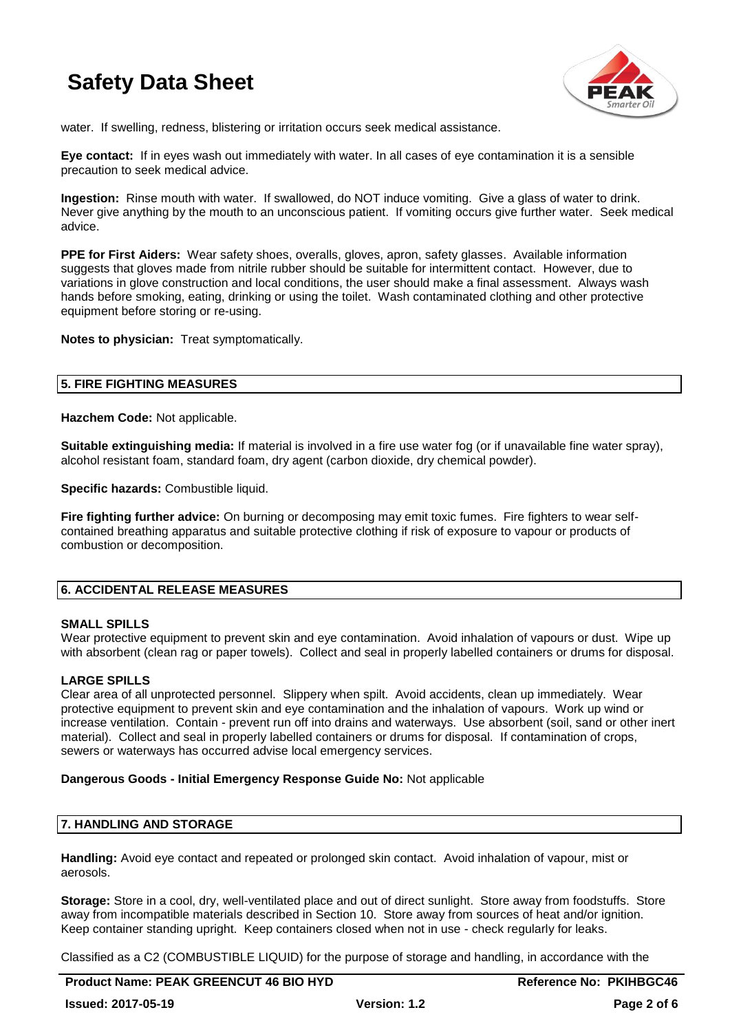water. If swelling, redness, blistering or irritation occurs seek medical assistance.

**Eye contact:** If in eyes wash out immediately with water. In all cases of eye contamination it is a sensible precaution to seek medical advice.

**Ingestion:** Rinse mouth with water. If swallowed, do NOT induce vomiting. Give a glass of water to drink. Never give anything by the mouth to an unconscious patient. If vomiting occurs give further water. Seek medical advice.

**PPE for First Aiders:** Wear safety shoes, overalls, gloves, apron, safety glasses. Available information suggests that gloves made from nitrile rubber should be suitable for intermittent contact. However, due to variations in glove construction and local conditions, the user should make a final assessment. Always wash hands before smoking, eating, drinking or using the toilet. Wash contaminated clothing and other protective equipment before storing or re-using.

**Notes to physician:** Treat symptomatically.

## 5. FIRE FIGHTING MEASURES

**Hazchem Code:** Not applicable.

**Suitable extinguishing media:** If material is involved in a fire use water fog (or if unavailable fine water spray), alcohol resistant foam, standard foam, dry agent (carbon dioxide, dry chemical powder).

**Specific hazards:** Combustible liquid.

**Fire fighting further advice:** On burning or decomposing may emit toxic fumes. Fire fighters to wear self-contained breathing apparatus and suitable protective clothing if risk of exposure to vapour or products of combustion or decomposition.

## 6. ACCIDENTAL RELEASE MEASURES

**SMALL SPILLS**

Wear protective equipment to prevent skin and eye contamination. Avoid inhalation of vapours or dust. Wipe up with absorbent (clean rag or paper towels). Collect and seal in properly labelled containers or drums for disposal.

**LARGE SPILLS**

Clear area of all unprotected personnel. Slippery when spilt. Avoid accidents, clean up immediately. Wear protective equipment to prevent skin and eye contamination and the inhalation of vapours. Work up wind or increase ventilation. Contain - prevent run off into drains and waterways. Use absorbent (soil, sand or other inert material). Collect and seal in properly labelled containers or drums for disposal. If contamination of crops, sewers or waterways has occurred advise local emergency services.

**Dangerous Goods - Initial Emergency Response Guide No:** Not applicable

## 7. HANDLING AND STORAGE

**Handling:** Avoid eye contact and repeated or prolonged skin contact. Avoid inhalation of vapour, mist or aerosols.

**Storage:** Store in a cool, dry, well-ventilated place and out of direct sunlight. Store away from foodstuffs. Store away from incompatible materials described in Section 10. Store away from sources of heat and/or ignition. Keep container standing upright. Keep containers closed when not in use - check regularly for leaks.

Classified as a C2 (COMBUSTIBLE LIQUID) for the purpose of storage and handling, in accordance with the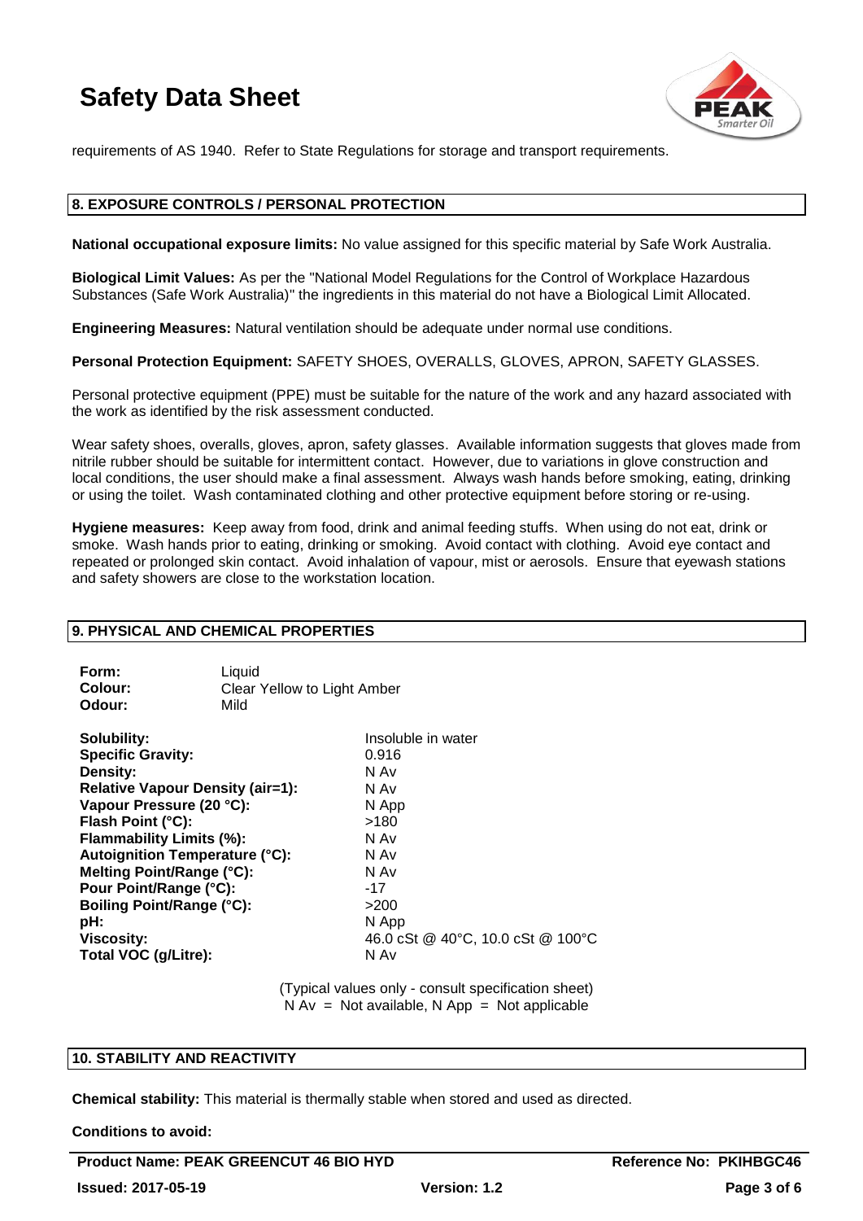requirements of AS 1940. Refer to State Regulations for storage and transport requirements.

## 8. EXPOSURE CONTROLS / PERSONAL PROTECTION

**National occupational exposure limits:** No value assigned for this specific material by Safe Work Australia.

**Biological Limit Values:** As per the "National Model Regulations for the Control of Workplace Hazardous Substances (Safe Work Australia)" the ingredients in this material do not have a Biological Limit Allocated.

**Engineering Measures:** Natural ventilation should be adequate under normal use conditions.

**Personal Protection Equipment:** SAFETY SHOES, OVERALLS, GLOVES, APRON, SAFETY GLASSES.

Personal protective equipment (PPE) must be suitable for the nature of the work and any hazard associated with the work as identified by the risk assessment conducted.

Wear safety shoes, overalls, gloves, apron, safety glasses. Available information suggests that gloves made from nitrile rubber should be suitable for intermittent contact. However, due to variations in glove construction and local conditions, the user should make a final assessment. Always wash hands before smoking, eating, drinking or using the toilet. Wash contaminated clothing and other protective equipment before storing or re-using.

**Hygiene measures:** Keep away from food, drink and animal feeding stuffs. When using do not eat, drink or smoke. Wash hands prior to eating, drinking or smoking. Avoid contact with clothing. Avoid eye contact and repeated or prolonged skin contact. Avoid inhalation of vapour, mist or aerosols. Ensure that eyewash stations and safety showers are close to the workstation location.

## 9. PHYSICAL AND CHEMICAL PROPERTIES

| | |
|---|---|
| **Form:** | Liquid |
| **Colour:** | Clear Yellow to Light Amber |
| **Odour:** | Mild |

| | |
|---|---|
| **Solubility:** | Insoluble in water |
| **Specific Gravity:** | 0.916 |
| **Density:** | N Av |
| **Relative Vapour Density (air=1):** | N Av |
| **Vapour Pressure (20 °C):** | N App |
| **Flash Point (°C):** | >180 |
| **Flammability Limits (%):** | N Av |
| **Autoignition Temperature (°C):** | N Av |
| **Melting Point/Range (°C):** | N Av |
| **Pour Point/Range (°C):** | -17 |
| **Boiling Point/Range (°C):** | >200 |
| **pH:** | N App |
| **Viscosity:** | 46.0 cSt @ 40°C, 10.0 cSt @ 100°C |
| **Total VOC (g/Litre):** | N Av |

(Typical values only - consult specification sheet)
N Av = Not available, N App = Not applicable

## 10. STABILITY AND REACTIVITY

**Chemical stability:** This material is thermally stable when stored and used as directed.

**Conditions to avoid:**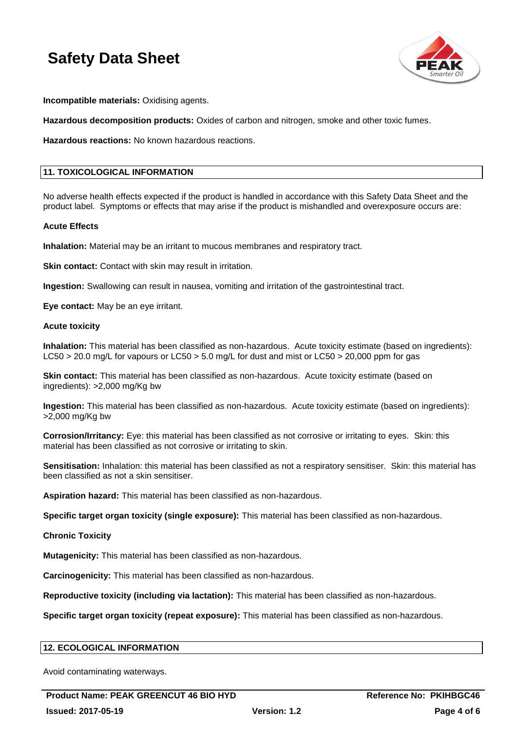**Incompatible materials:** Oxidising agents.

**Hazardous decomposition products:** Oxides of carbon and nitrogen, smoke and other toxic fumes.

**Hazardous reactions:** No known hazardous reactions.

## 11. TOXICOLOGICAL INFORMATION

No adverse health effects expected if the product is handled in accordance with this Safety Data Sheet and the product label. Symptoms or effects that may arise if the product is mishandled and overexposure occurs are:

**Acute Effects**

**Inhalation:** Material may be an irritant to mucous membranes and respiratory tract.

**Skin contact:** Contact with skin may result in irritation.

**Ingestion:** Swallowing can result in nausea, vomiting and irritation of the gastrointestinal tract.

**Eye contact:** May be an eye irritant.

**Acute toxicity**

**Inhalation:** This material has been classified as non-hazardous. Acute toxicity estimate (based on ingredients): LC50 > 20.0 mg/L for vapours or LC50 > 5.0 mg/L for dust and mist or LC50 > 20,000 ppm for gas

**Skin contact:** This material has been classified as non-hazardous. Acute toxicity estimate (based on ingredients): >2,000 mg/Kg bw

**Ingestion:** This material has been classified as non-hazardous. Acute toxicity estimate (based on ingredients): >2,000 mg/Kg bw

**Corrosion/Irritancy:** Eye: this material has been classified as not corrosive or irritating to eyes. Skin: this material has been classified as not corrosive or irritating to skin.

**Sensitisation:** Inhalation: this material has been classified as not a respiratory sensitiser. Skin: this material has been classified as not a skin sensitiser.

**Aspiration hazard:** This material has been classified as non-hazardous.

**Specific target organ toxicity (single exposure):** This material has been classified as non-hazardous.

**Chronic Toxicity**

**Mutagenicity:** This material has been classified as non-hazardous.

**Carcinogenicity:** This material has been classified as non-hazardous.

**Reproductive toxicity (including via lactation):** This material has been classified as non-hazardous.

**Specific target organ toxicity (repeat exposure):** This material has been classified as non-hazardous.

## 12. ECOLOGICAL INFORMATION

Avoid contaminating waterways.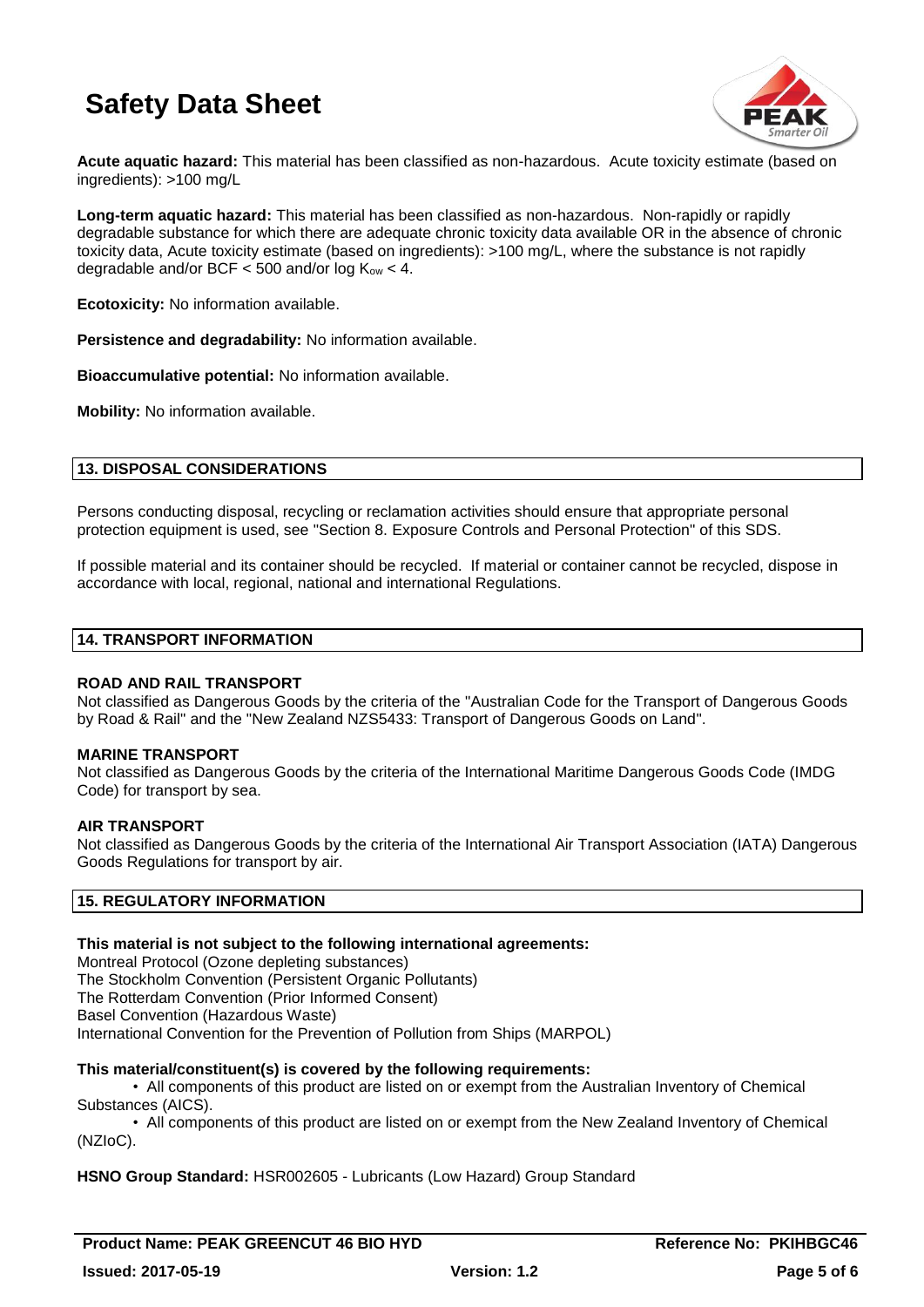**Acute aquatic hazard:** This material has been classified as non-hazardous. Acute toxicity estimate (based on ingredients): >100 mg/L

**Long-term aquatic hazard:** This material has been classified as non-hazardous. Non-rapidly or rapidly degradable substance for which there are adequate chronic toxicity data available OR in the absence of chronic toxicity data, Acute toxicity estimate (based on ingredients): >100 mg/L, where the substance is not rapidly degradable and/or BCF < 500 and/or log $K_{ow}$ < 4.

**Ecotoxicity:** No information available.

**Persistence and degradability:** No information available.

**Bioaccumulative potential:** No information available.

**Mobility:** No information available.

## 13. DISPOSAL CONSIDERATIONS

Persons conducting disposal, recycling or reclamation activities should ensure that appropriate personal protection equipment is used, see "Section 8. Exposure Controls and Personal Protection" of this SDS.

If possible material and its container should be recycled. If material or container cannot be recycled, dispose in accordance with local, regional, national and international Regulations.

## 14. TRANSPORT INFORMATION

**ROAD AND RAIL TRANSPORT**
Not classified as Dangerous Goods by the criteria of the "Australian Code for the Transport of Dangerous Goods by Road & Rail" and the "New Zealand NZS5433: Transport of Dangerous Goods on Land".

**MARINE TRANSPORT**
Not classified as Dangerous Goods by the criteria of the International Maritime Dangerous Goods Code (IMDG Code) for transport by sea.

**AIR TRANSPORT**
Not classified as Dangerous Goods by the criteria of the International Air Transport Association (IATA) Dangerous Goods Regulations for transport by air.

## 15. REGULATORY INFORMATION

**This material is not subject to the following international agreements:**
Montreal Protocol (Ozone depleting substances)
The Stockholm Convention (Persistent Organic Pollutants)
The Rotterdam Convention (Prior Informed Consent)
Basel Convention (Hazardous Waste)
International Convention for the Prevention of Pollution from Ships (MARPOL)

**This material/constituent(s) is covered by the following requirements:**

- All components of this product are listed on or exempt from the Australian Inventory of Chemical Substances (AICS).
- All components of this product are listed on or exempt from the New Zealand Inventory of Chemical (NZIoC).

**HSNO Group Standard:** HSR002605 - Lubricants (Low Hazard) Group Standard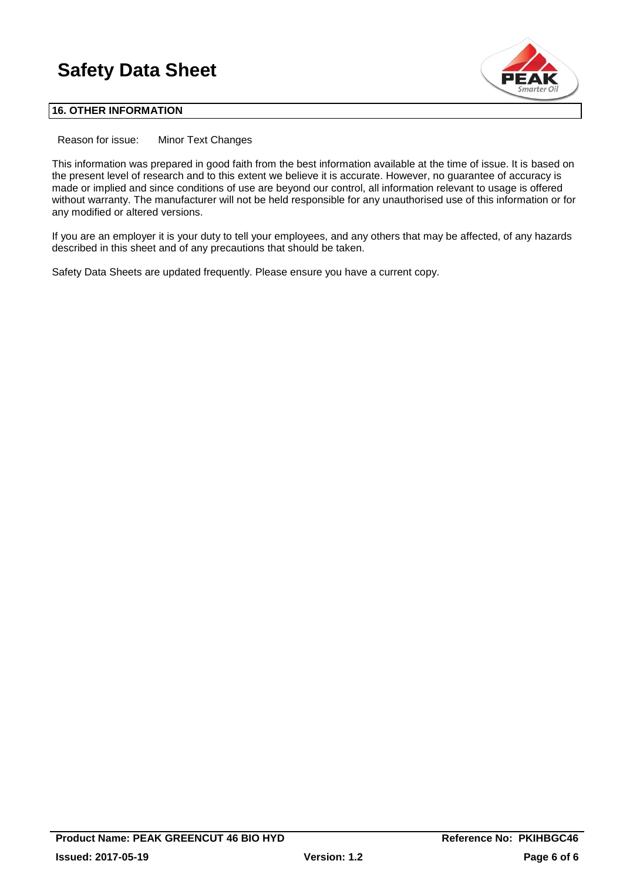## 16. OTHER INFORMATION

Reason for issue: Minor Text Changes

This information was prepared in good faith from the best information available at the time of issue. It is based on the present level of research and to this extent we believe it is accurate. However, no guarantee of accuracy is made or implied and since conditions of use are beyond our control, all information relevant to usage is offered without warranty. The manufacturer will not be held responsible for any unauthorised use of this information or for any modified or altered versions.

If you are an employer it is your duty to tell your employees, and any others that may be affected, of any hazards described in this sheet and of any precautions that should be taken.

Safety Data Sheets are updated frequently. Please ensure you have a current copy.